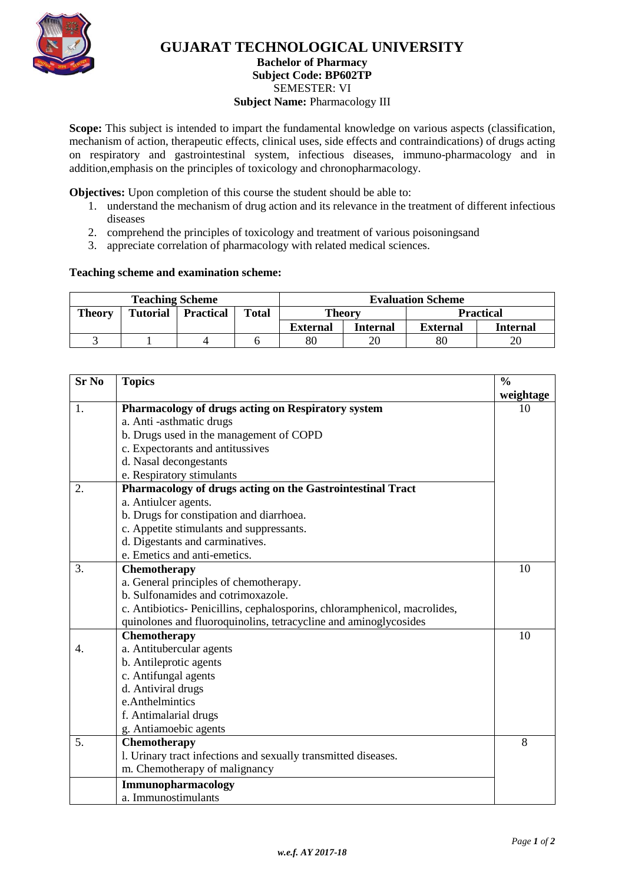# GUJARAT TECHNOLOGICAL UNIVERSITY

**Bachelor of Pharmacy**
**Subject Code: BP602TP**
SEMESTER: VI
**Subject Name:** Pharmacology III

**Scope:** This subject is intended to impart the fundamental knowledge on various aspects (classification, mechanism of action, therapeutic effects, clinical uses, side effects and contraindications) of drugs acting on respiratory and gastrointestinal system, infectious diseases, immuno-pharmacology and in addition,emphasis on the principles of toxicology and chronopharmacology.

**Objectives:** Upon completion of this course the student should be able to:

1. understand the mechanism of drug action and its relevance in the treatment of different infectious diseases
2. comprehend the principles of toxicology and treatment of various poisoningsand
3. appreciate correlation of pharmacology with related medical sciences.

**Teaching scheme and examination scheme:**

| Teaching Scheme | | | | Evaluation Scheme | | | |
|---|---|---|---|---|---|---|---|
| Theory | Tutorial | Practical | Total | Theory | | Practical | |
| | | | | External | Internal | External | Internal |
| 3 | 1 | 4 | 6 | 80 | 20 | 80 | 20 |

| Sr No | Topics | % weightage |
|---|---|---|
| 1. | **Pharmacology of drugs acting on Respiratory system**<br>a. Anti -asthmatic drugs<br>b. Drugs used in the management of COPD<br>c. Expectorants and antitussives<br>d. Nasal decongestants<br>e. Respiratory stimulants | 10 |
| 2. | **Pharmacology of drugs acting on the Gastrointestinal Tract**<br>a. Antiulcer agents.<br>b. Drugs for constipation and diarrhoea.<br>c. Appetite stimulants and suppressants.<br>d. Digestants and carminatives.<br>e. Emetics and anti-emetics. | |
| 3. | **Chemotherapy**<br>a. General principles of chemotherapy.<br>b. Sulfonamides and cotrimoxazole.<br>c. Antibiotics- Penicillins, cephalosporins, chloramphenicol, macrolides, quinolones and fluoroquinolins, tetracycline and aminoglycosides | 10 |
| 4. | **Chemotherapy**<br>a. Antitubercular agents<br>b. Antileprotic agents<br>c. Antifungal agents<br>d. Antiviral drugs<br>e.Anthelmintics<br>f. Antimalarial drugs<br>g. Antiamoebic agents | 10 |
| 5. | **Chemotherapy**<br>l. Urinary tract infections and sexually transmitted diseases.<br>m. Chemotherapy of malignancy | 8 |
| | **Immunopharmacology**<br>a. Immunostimulants | |

*w.e.f. AY 2017-18*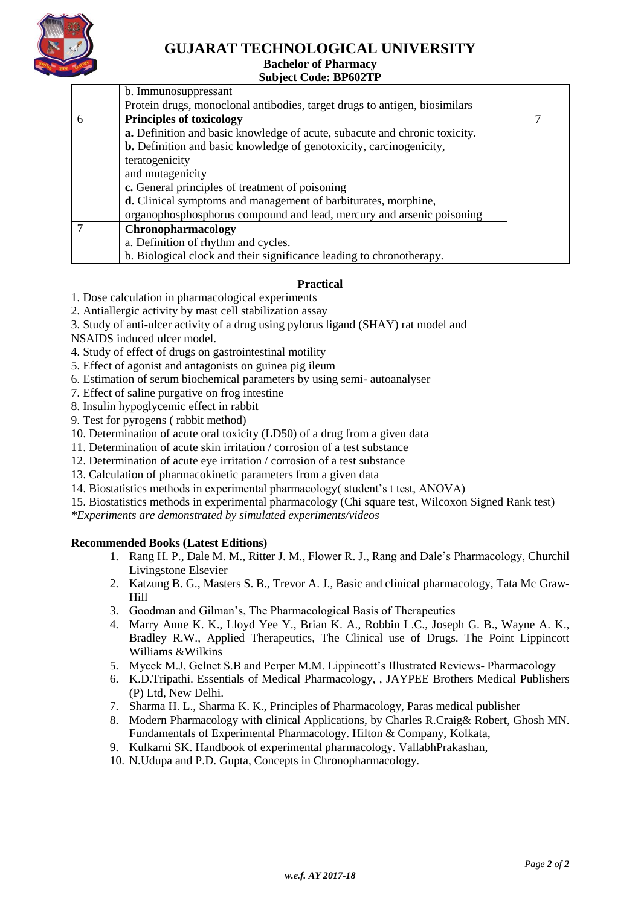| | | |
|---|---|---|
| | b. Immunosuppressant<br>Protein drugs, monoclonal antibodies, target drugs to antigen, biosimilars | |
| 6 | **Principles of toxicology**<br>**a.** Definition and basic knowledge of acute, subacute and chronic toxicity.<br>**b.** Definition and basic knowledge of genotoxicity, carcinogenicity, teratogenicity and mutagenicity<br>**c.** General principles of treatment of poisoning<br>**d.** Clinical symptoms and management of barbiturates, morphine, organophosphosphorus compound and lead, mercury and arsenic poisoning | 7 |
| 7 | **Chronopharmacology**<br>a. Definition of rhythm and cycles.<br>b. Biological clock and their significance leading to chronotherapy. | |

## Practical

1. Dose calculation in pharmacological experiments
2. Antiallergic activity by mast cell stabilization assay
3. Study of anti-ulcer activity of a drug using pylorus ligand (SHAY) rat model and NSAIDS induced ulcer model.
4. Study of effect of drugs on gastrointestinal motility
5. Effect of agonist and antagonists on guinea pig ileum
6. Estimation of serum biochemical parameters by using semi- autoanalyser
7. Effect of saline purgative on frog intestine
8. Insulin hypoglycemic effect in rabbit
9. Test for pyrogens ( rabbit method)
10. Determination of acute oral toxicity (LD50) of a drug from a given data
11. Determination of acute skin irritation / corrosion of a test substance
12. Determination of acute eye irritation / corrosion of a test substance
13. Calculation of pharmacokinetic parameters from a given data
14. Biostatistics methods in experimental pharmacology( student's t test, ANOVA)
15. Biostatistics methods in experimental pharmacology (Chi square test, Wilcoxon Signed Rank test)

*\*Experiments are demonstrated by simulated experiments/videos*

**Recommended Books (Latest Editions)**

1. Rang H. P., Dale M. M., Ritter J. M., Flower R. J., Rang and Dale's Pharmacology, Churchil Livingstone Elsevier
2. Katzung B. G., Masters S. B., Trevor A. J., Basic and clinical pharmacology, Tata Mc Graw-Hill
3. Goodman and Gilman's, The Pharmacological Basis of Therapeutics
4. Marry Anne K. K., Lloyd Yee Y., Brian K. A., Robbin L.C., Joseph G. B., Wayne A. K., Bradley R.W., Applied Therapeutics, The Clinical use of Drugs. The Point Lippincott Williams &Wilkins
5. Mycek M.J, Gelnet S.B and Perper M.M. Lippincott's Illustrated Reviews- Pharmacology
6. K.D.Tripathi. Essentials of Medical Pharmacology, , JAYPEE Brothers Medical Publishers (P) Ltd, New Delhi.
7. Sharma H. L., Sharma K. K., Principles of Pharmacology, Paras medical publisher
8. Modern Pharmacology with clinical Applications, by Charles R.Craig& Robert, Ghosh MN. Fundamentals of Experimental Pharmacology. Hilton & Company, Kolkata,
9. Kulkarni SK. Handbook of experimental pharmacology. VallabhPrakashan,
10. N.Udupa and P.D. Gupta, Concepts in Chronopharmacology.